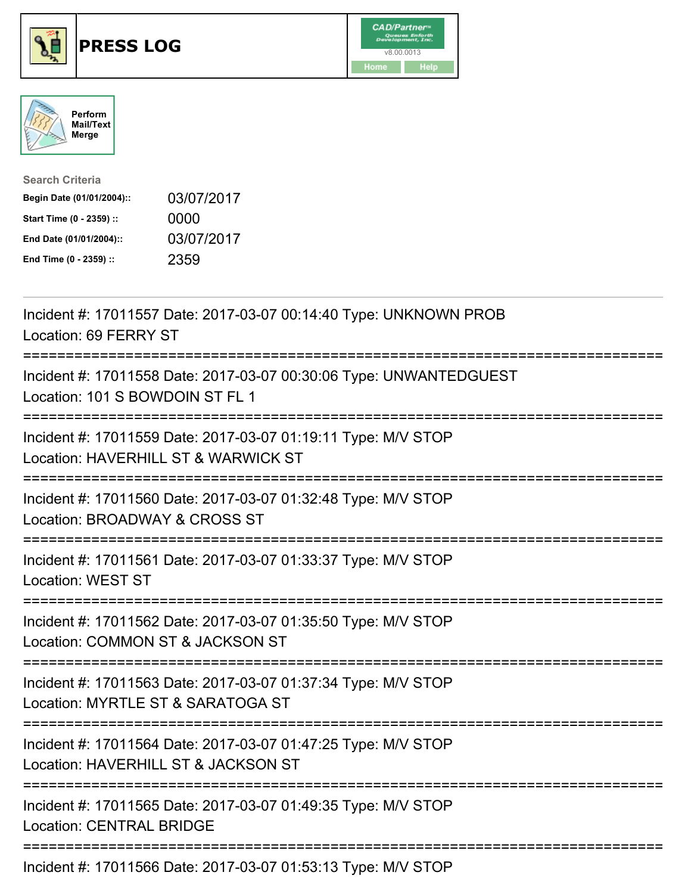# PRESS LOG

CAD/Partner
v8.00.0013
Home Help

Perform Mail/Text Merge

**Search Criteria**

| | |
|---|---|
| **Begin Date (01/01/2004)::** | 03/07/2017 |
| **Start Time (0 - 2359) ::** | 0000 |
| **End Date (01/01/2004)::** | 03/07/2017 |
| **End Time (0 - 2359) ::** | 2359 |

---

Incident #: 17011557 Date: 2017-03-07 00:14:40 Type: UNKNOWN PROB
Location: 69 FERRY ST

===========================================================================

Incident #: 17011558 Date: 2017-03-07 00:30:06 Type: UNWANTEDGUEST
Location: 101 S BOWDOIN ST FL 1

===========================================================================

Incident #: 17011559 Date: 2017-03-07 01:19:11 Type: M/V STOP
Location: HAVERHILL ST & WARWICK ST

===========================================================================

Incident #: 17011560 Date: 2017-03-07 01:32:48 Type: M/V STOP
Location: BROADWAY & CROSS ST

===========================================================================

Incident #: 17011561 Date: 2017-03-07 01:33:37 Type: M/V STOP
Location: WEST ST

===========================================================================

Incident #: 17011562 Date: 2017-03-07 01:35:50 Type: M/V STOP
Location: COMMON ST & JACKSON ST

===========================================================================

Incident #: 17011563 Date: 2017-03-07 01:37:34 Type: M/V STOP
Location: MYRTLE ST & SARATOGA ST

===========================================================================

Incident #: 17011564 Date: 2017-03-07 01:47:25 Type: M/V STOP
Location: HAVERHILL ST & JACKSON ST

===========================================================================

Incident #: 17011565 Date: 2017-03-07 01:49:35 Type: M/V STOP
Location: CENTRAL BRIDGE

===========================================================================

Incident #: 17011566 Date: 2017-03-07 01:53:13 Type: M/V STOP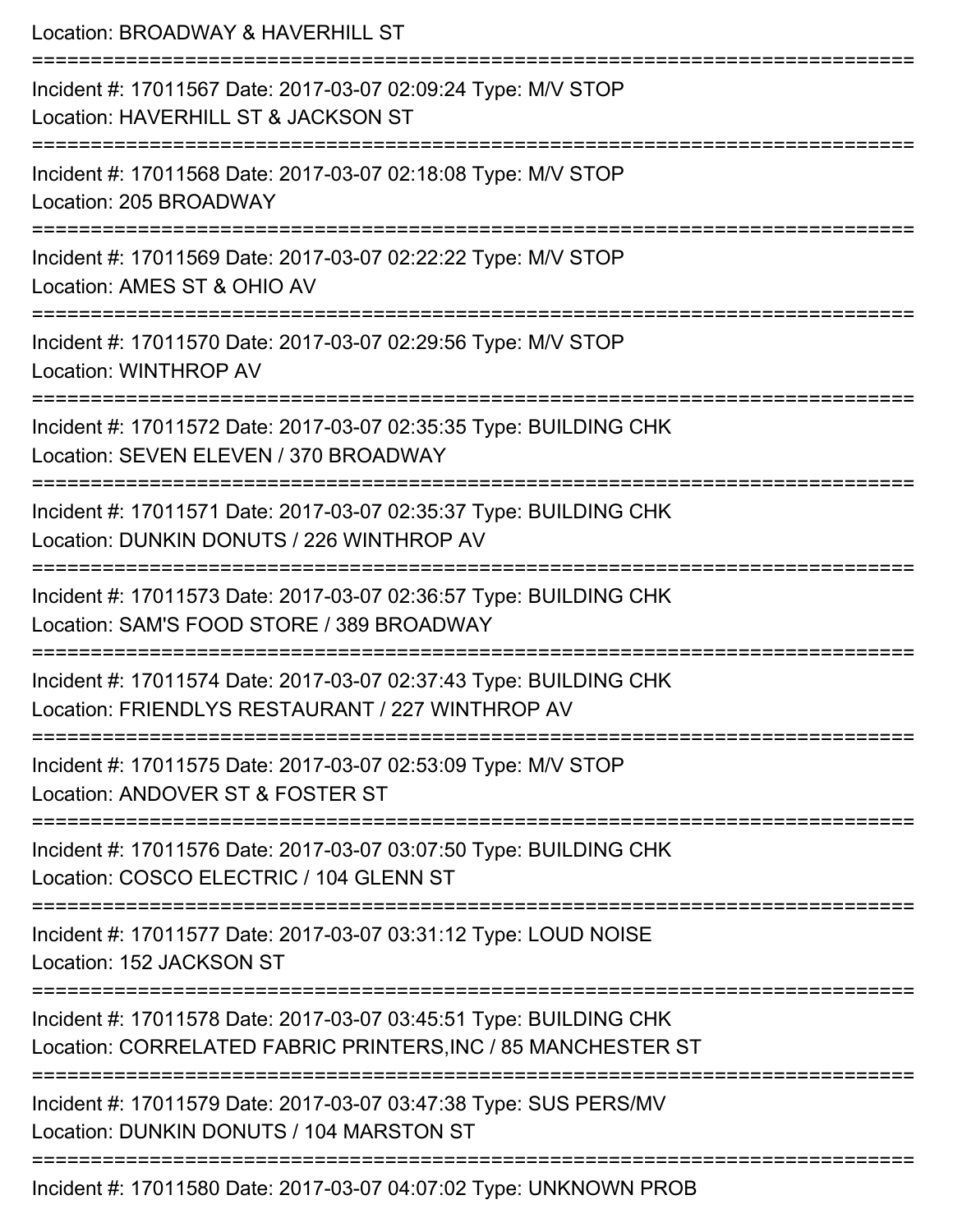Location: BROADWAY & HAVERHILL ST

===========================================================================

Incident #: 17011567 Date: 2017-03-07 02:09:24 Type: M/V STOP
Location: HAVERHILL ST & JACKSON ST

===========================================================================

Incident #: 17011568 Date: 2017-03-07 02:18:08 Type: M/V STOP
Location: 205 BROADWAY

===========================================================================

Incident #: 17011569 Date: 2017-03-07 02:22:22 Type: M/V STOP
Location: AMES ST & OHIO AV

===========================================================================

Incident #: 17011570 Date: 2017-03-07 02:29:56 Type: M/V STOP
Location: WINTHROP AV

===========================================================================

Incident #: 17011572 Date: 2017-03-07 02:35:35 Type: BUILDING CHK
Location: SEVEN ELEVEN / 370 BROADWAY

===========================================================================

Incident #: 17011571 Date: 2017-03-07 02:35:37 Type: BUILDING CHK
Location: DUNKIN DONUTS / 226 WINTHROP AV

===========================================================================

Incident #: 17011573 Date: 2017-03-07 02:36:57 Type: BUILDING CHK
Location: SAM'S FOOD STORE / 389 BROADWAY

===========================================================================

Incident #: 17011574 Date: 2017-03-07 02:37:43 Type: BUILDING CHK
Location: FRIENDLYS RESTAURANT / 227 WINTHROP AV

===========================================================================

Incident #: 17011575 Date: 2017-03-07 02:53:09 Type: M/V STOP
Location: ANDOVER ST & FOSTER ST

===========================================================================

Incident #: 17011576 Date: 2017-03-07 03:07:50 Type: BUILDING CHK
Location: COSCO ELECTRIC / 104 GLENN ST

===========================================================================

Incident #: 17011577 Date: 2017-03-07 03:31:12 Type: LOUD NOISE
Location: 152 JACKSON ST

===========================================================================

Incident #: 17011578 Date: 2017-03-07 03:45:51 Type: BUILDING CHK
Location: CORRELATED FABRIC PRINTERS,INC / 85 MANCHESTER ST

===========================================================================

Incident #: 17011579 Date: 2017-03-07 03:47:38 Type: SUS PERS/MV
Location: DUNKIN DONUTS / 104 MARSTON ST

===========================================================================

Incident #: 17011580 Date: 2017-03-07 04:07:02 Type: UNKNOWN PROB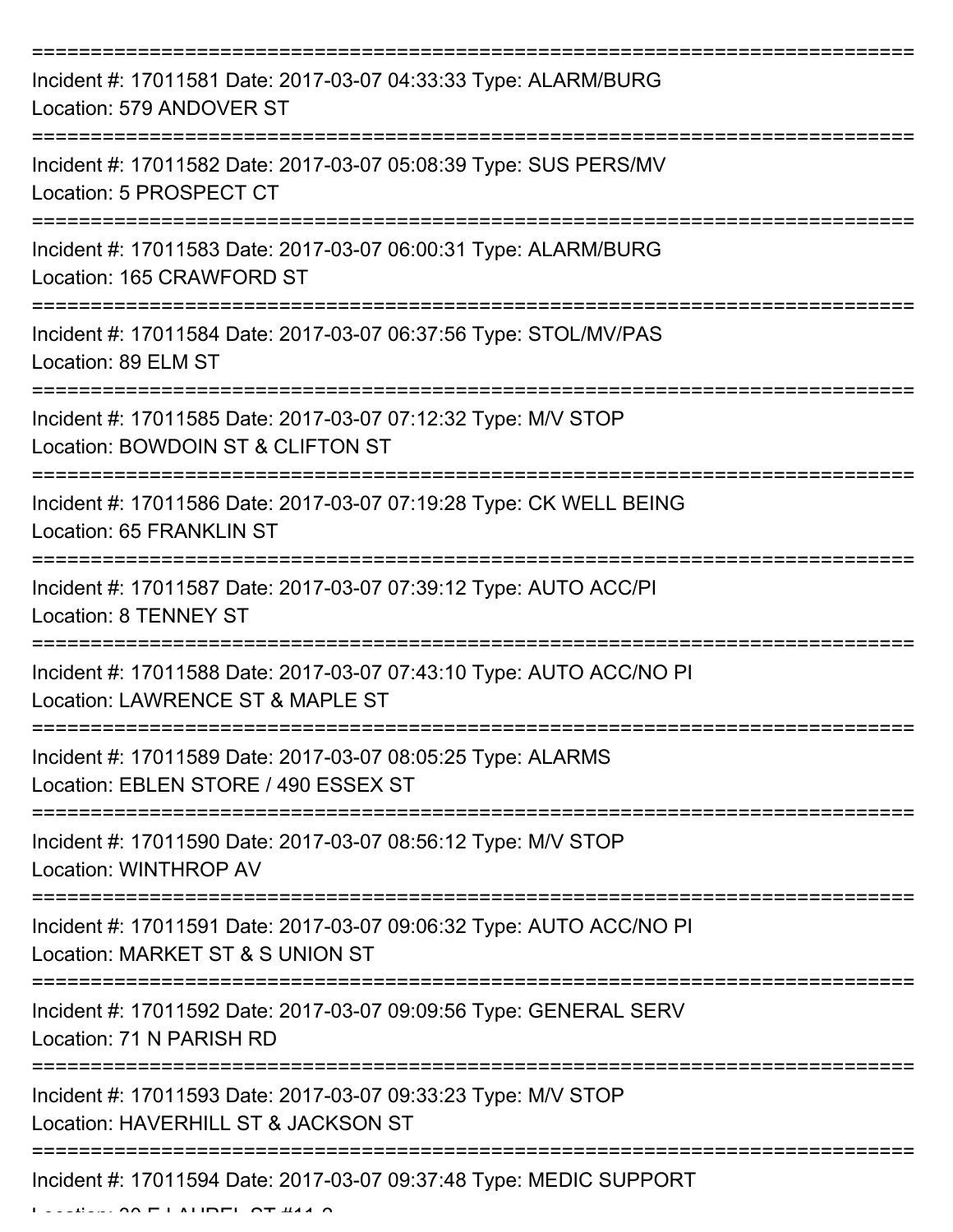Incident #: 17011581 Date: 2017-03-07 04:33:33 Type: ALARM/BURG
Location: 579 ANDOVER ST

Incident #: 17011582 Date: 2017-03-07 05:08:39 Type: SUS PERS/MV
Location: 5 PROSPECT CT

Incident #: 17011583 Date: 2017-03-07 06:00:31 Type: ALARM/BURG
Location: 165 CRAWFORD ST

Incident #: 17011584 Date: 2017-03-07 06:37:56 Type: STOL/MV/PAS
Location: 89 ELM ST

Incident #: 17011585 Date: 2017-03-07 07:12:32 Type: M/V STOP
Location: BOWDOIN ST & CLIFTON ST

Incident #: 17011586 Date: 2017-03-07 07:19:28 Type: CK WELL BEING
Location: 65 FRANKLIN ST

Incident #: 17011587 Date: 2017-03-07 07:39:12 Type: AUTO ACC/PI
Location: 8 TENNEY ST

Incident #: 17011588 Date: 2017-03-07 07:43:10 Type: AUTO ACC/NO PI
Location: LAWRENCE ST & MAPLE ST

Incident #: 17011589 Date: 2017-03-07 08:05:25 Type: ALARMS
Location: EBLEN STORE / 490 ESSEX ST

Incident #: 17011590 Date: 2017-03-07 08:56:12 Type: M/V STOP
Location: WINTHROP AV

Incident #: 17011591 Date: 2017-03-07 09:06:32 Type: AUTO ACC/NO PI
Location: MARKET ST & S UNION ST

Incident #: 17011592 Date: 2017-03-07 09:09:56 Type: GENERAL SERV
Location: 71 N PARISH RD

Incident #: 17011593 Date: 2017-03-07 09:33:23 Type: M/V STOP
Location: HAVERHILL ST & JACKSON ST

Incident #: 17011594 Date: 2017-03-07 09:37:48 Type: MEDIC SUPPORT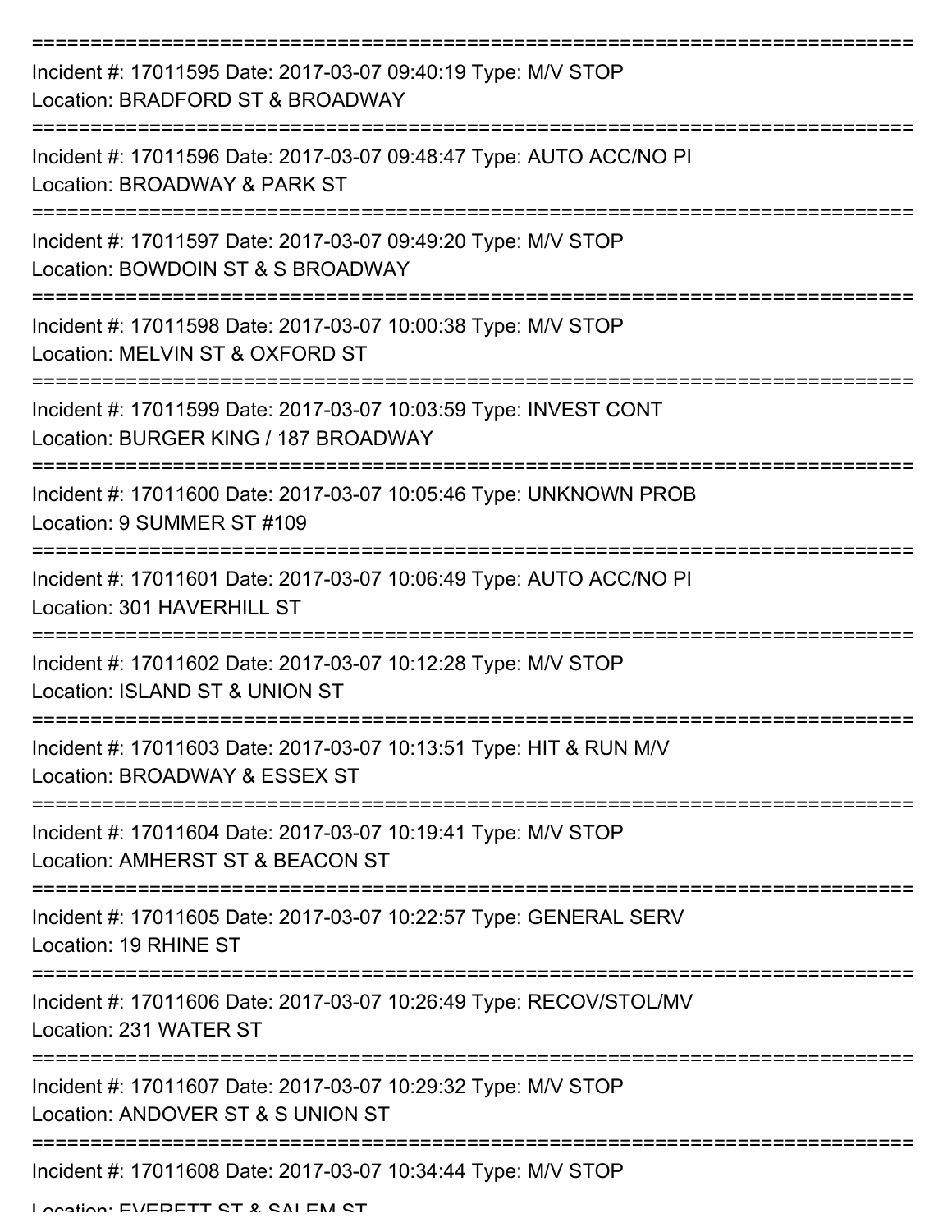===========================================================================

Incident #: 17011595 Date: 2017-03-07 09:40:19 Type: M/V STOP
Location: BRADFORD ST & BROADWAY

===========================================================================

Incident #: 17011596 Date: 2017-03-07 09:48:47 Type: AUTO ACC/NO PI
Location: BROADWAY & PARK ST

===========================================================================

Incident #: 17011597 Date: 2017-03-07 09:49:20 Type: M/V STOP
Location: BOWDOIN ST & S BROADWAY

===========================================================================

Incident #: 17011598 Date: 2017-03-07 10:00:38 Type: M/V STOP
Location: MELVIN ST & OXFORD ST

===========================================================================

Incident #: 17011599 Date: 2017-03-07 10:03:59 Type: INVEST CONT
Location: BURGER KING / 187 BROADWAY

===========================================================================

Incident #: 17011600 Date: 2017-03-07 10:05:46 Type: UNKNOWN PROB
Location: 9 SUMMER ST #109

===========================================================================

Incident #: 17011601 Date: 2017-03-07 10:06:49 Type: AUTO ACC/NO PI
Location: 301 HAVERHILL ST

===========================================================================

Incident #: 17011602 Date: 2017-03-07 10:12:28 Type: M/V STOP
Location: ISLAND ST & UNION ST

===========================================================================

Incident #: 17011603 Date: 2017-03-07 10:13:51 Type: HIT & RUN M/V
Location: BROADWAY & ESSEX ST

===========================================================================

Incident #: 17011604 Date: 2017-03-07 10:19:41 Type: M/V STOP
Location: AMHERST ST & BEACON ST

===========================================================================

Incident #: 17011605 Date: 2017-03-07 10:22:57 Type: GENERAL SERV
Location: 19 RHINE ST

===========================================================================

Incident #: 17011606 Date: 2017-03-07 10:26:49 Type: RECOV/STOL/MV
Location: 231 WATER ST

===========================================================================

Incident #: 17011607 Date: 2017-03-07 10:29:32 Type: M/V STOP
Location: ANDOVER ST & S UNION ST

===========================================================================

Incident #: 17011608 Date: 2017-03-07 10:34:44 Type: M/V STOP
Location: EVERETT ST & SALEM ST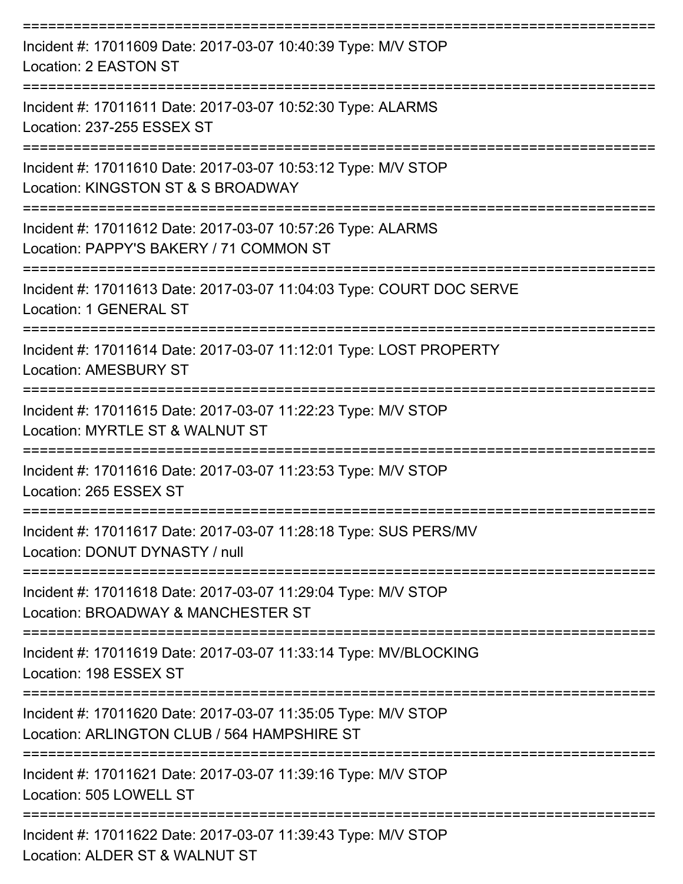===========================================================================
Incident #: 17011609 Date: 2017-03-07 10:40:39 Type: M/V STOP
Location: 2 EASTON ST
===========================================================================
Incident #: 17011611 Date: 2017-03-07 10:52:30 Type: ALARMS
Location: 237-255 ESSEX ST
===========================================================================
Incident #: 17011610 Date: 2017-03-07 10:53:12 Type: M/V STOP
Location: KINGSTON ST & S BROADWAY
===========================================================================
Incident #: 17011612 Date: 2017-03-07 10:57:26 Type: ALARMS
Location: PAPPY'S BAKERY / 71 COMMON ST
===========================================================================
Incident #: 17011613 Date: 2017-03-07 11:04:03 Type: COURT DOC SERVE
Location: 1 GENERAL ST
===========================================================================
Incident #: 17011614 Date: 2017-03-07 11:12:01 Type: LOST PROPERTY
Location: AMESBURY ST
===========================================================================
Incident #: 17011615 Date: 2017-03-07 11:22:23 Type: M/V STOP
Location: MYRTLE ST & WALNUT ST
===========================================================================
Incident #: 17011616 Date: 2017-03-07 11:23:53 Type: M/V STOP
Location: 265 ESSEX ST
===========================================================================
Incident #: 17011617 Date: 2017-03-07 11:28:18 Type: SUS PERS/MV
Location: DONUT DYNASTY / null
===========================================================================
Incident #: 17011618 Date: 2017-03-07 11:29:04 Type: M/V STOP
Location: BROADWAY & MANCHESTER ST
===========================================================================
Incident #: 17011619 Date: 2017-03-07 11:33:14 Type: MV/BLOCKING
Location: 198 ESSEX ST
===========================================================================
Incident #: 17011620 Date: 2017-03-07 11:35:05 Type: M/V STOP
Location: ARLINGTON CLUB / 564 HAMPSHIRE ST
===========================================================================
Incident #: 17011621 Date: 2017-03-07 11:39:16 Type: M/V STOP
Location: 505 LOWELL ST
===========================================================================
Incident #: 17011622 Date: 2017-03-07 11:39:43 Type: M/V STOP
Location: ALDER ST & WALNUT ST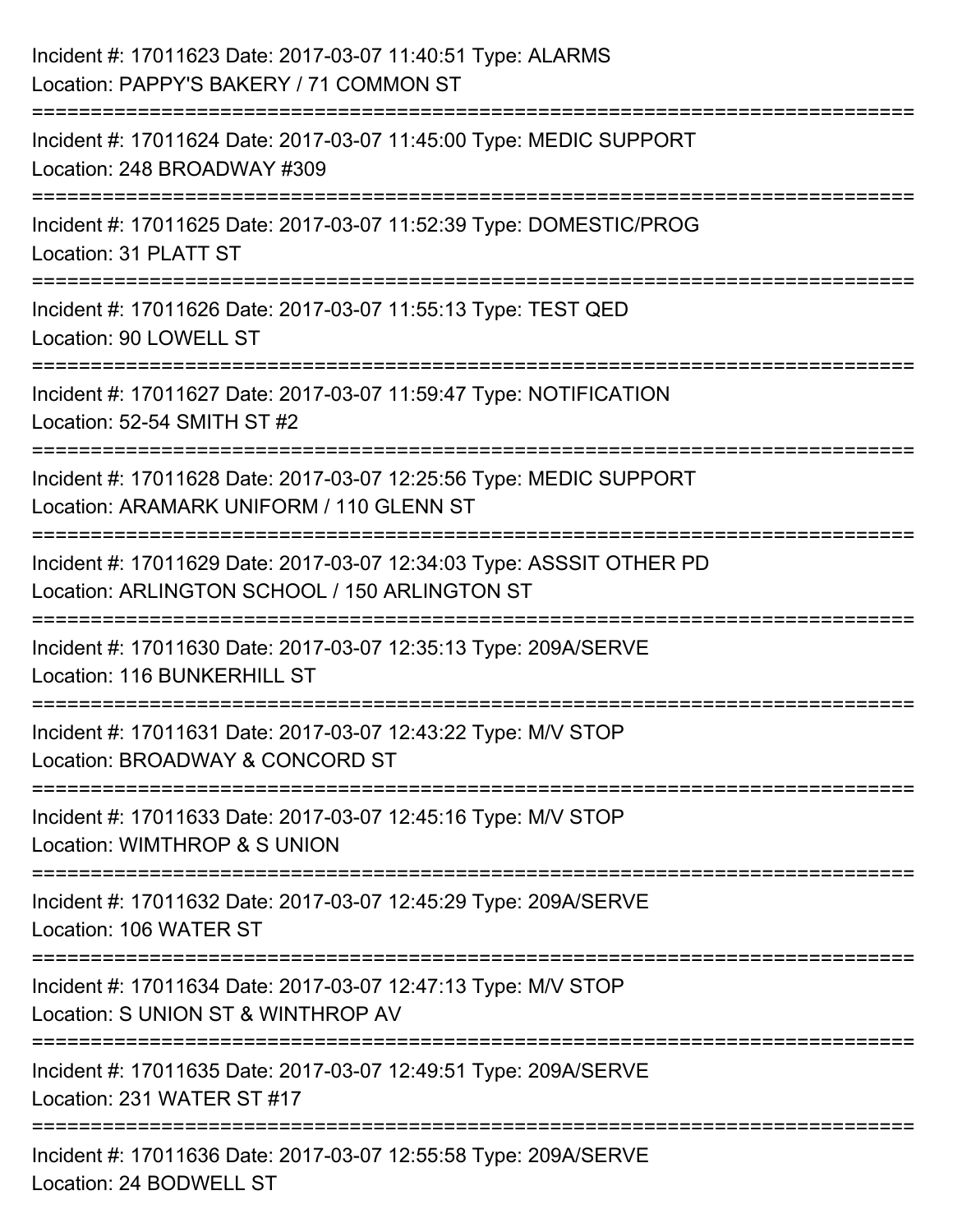Incident #: 17011623 Date: 2017-03-07 11:40:51 Type: ALARMS
Location: PAPPY'S BAKERY / 71 COMMON ST

===========================================================================

Incident #: 17011624 Date: 2017-03-07 11:45:00 Type: MEDIC SUPPORT
Location: 248 BROADWAY #309

===========================================================================

Incident #: 17011625 Date: 2017-03-07 11:52:39 Type: DOMESTIC/PROG
Location: 31 PLATT ST

===========================================================================

Incident #: 17011626 Date: 2017-03-07 11:55:13 Type: TEST QED
Location: 90 LOWELL ST

===========================================================================

Incident #: 17011627 Date: 2017-03-07 11:59:47 Type: NOTIFICATION
Location: 52-54 SMITH ST #2

===========================================================================

Incident #: 17011628 Date: 2017-03-07 12:25:56 Type: MEDIC SUPPORT
Location: ARAMARK UNIFORM / 110 GLENN ST

===========================================================================

Incident #: 17011629 Date: 2017-03-07 12:34:03 Type: ASSSIT OTHER PD
Location: ARLINGTON SCHOOL / 150 ARLINGTON ST

===========================================================================

Incident #: 17011630 Date: 2017-03-07 12:35:13 Type: 209A/SERVE
Location: 116 BUNKERHILL ST

===========================================================================

Incident #: 17011631 Date: 2017-03-07 12:43:22 Type: M/V STOP
Location: BROADWAY & CONCORD ST

===========================================================================

Incident #: 17011633 Date: 2017-03-07 12:45:16 Type: M/V STOP
Location: WIMTHROP & S UNION

===========================================================================

Incident #: 17011632 Date: 2017-03-07 12:45:29 Type: 209A/SERVE
Location: 106 WATER ST

===========================================================================

Incident #: 17011634 Date: 2017-03-07 12:47:13 Type: M/V STOP
Location: S UNION ST & WINTHROP AV

===========================================================================

Incident #: 17011635 Date: 2017-03-07 12:49:51 Type: 209A/SERVE
Location: 231 WATER ST #17

===========================================================================

Incident #: 17011636 Date: 2017-03-07 12:55:58 Type: 209A/SERVE
Location: 24 BODWELL ST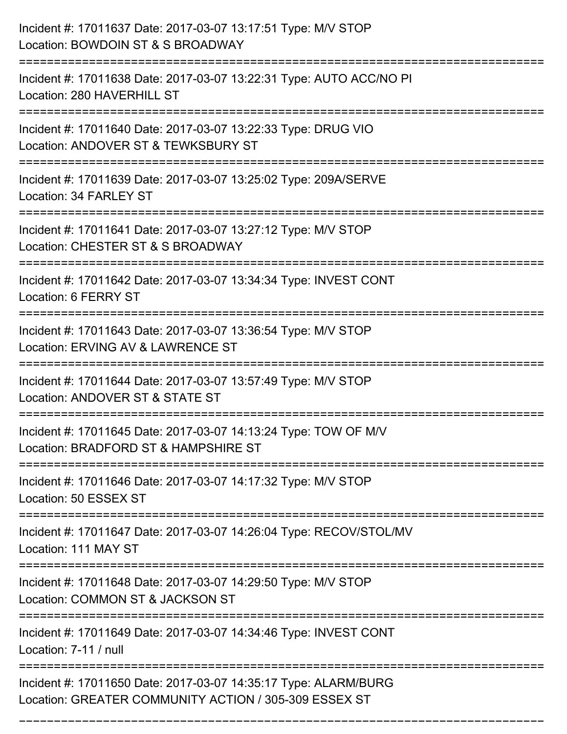Incident #: 17011637 Date: 2017-03-07 13:17:51 Type: M/V STOP
Location: BOWDOIN ST & S BROADWAY

===========================================================================

Incident #: 17011638 Date: 2017-03-07 13:22:31 Type: AUTO ACC/NO PI
Location: 280 HAVERHILL ST

===========================================================================

Incident #: 17011640 Date: 2017-03-07 13:22:33 Type: DRUG VIO
Location: ANDOVER ST & TEWKSBURY ST

===========================================================================

Incident #: 17011639 Date: 2017-03-07 13:25:02 Type: 209A/SERVE
Location: 34 FARLEY ST

===========================================================================

Incident #: 17011641 Date: 2017-03-07 13:27:12 Type: M/V STOP
Location: CHESTER ST & S BROADWAY

===========================================================================

Incident #: 17011642 Date: 2017-03-07 13:34:34 Type: INVEST CONT
Location: 6 FERRY ST

===========================================================================

Incident #: 17011643 Date: 2017-03-07 13:36:54 Type: M/V STOP
Location: ERVING AV & LAWRENCE ST

===========================================================================

Incident #: 17011644 Date: 2017-03-07 13:57:49 Type: M/V STOP
Location: ANDOVER ST & STATE ST

===========================================================================

Incident #: 17011645 Date: 2017-03-07 14:13:24 Type: TOW OF M/V
Location: BRADFORD ST & HAMPSHIRE ST

===========================================================================

Incident #: 17011646 Date: 2017-03-07 14:17:32 Type: M/V STOP
Location: 50 ESSEX ST

===========================================================================

Incident #: 17011647 Date: 2017-03-07 14:26:04 Type: RECOV/STOL/MV
Location: 111 MAY ST

===========================================================================

Incident #: 17011648 Date: 2017-03-07 14:29:50 Type: M/V STOP
Location: COMMON ST & JACKSON ST

===========================================================================

Incident #: 17011649 Date: 2017-03-07 14:34:46 Type: INVEST CONT
Location: 7-11 / null

===========================================================================

Incident #: 17011650 Date: 2017-03-07 14:35:17 Type: ALARM/BURG
Location: GREATER COMMUNITY ACTION / 305-309 ESSEX ST

===========================================================================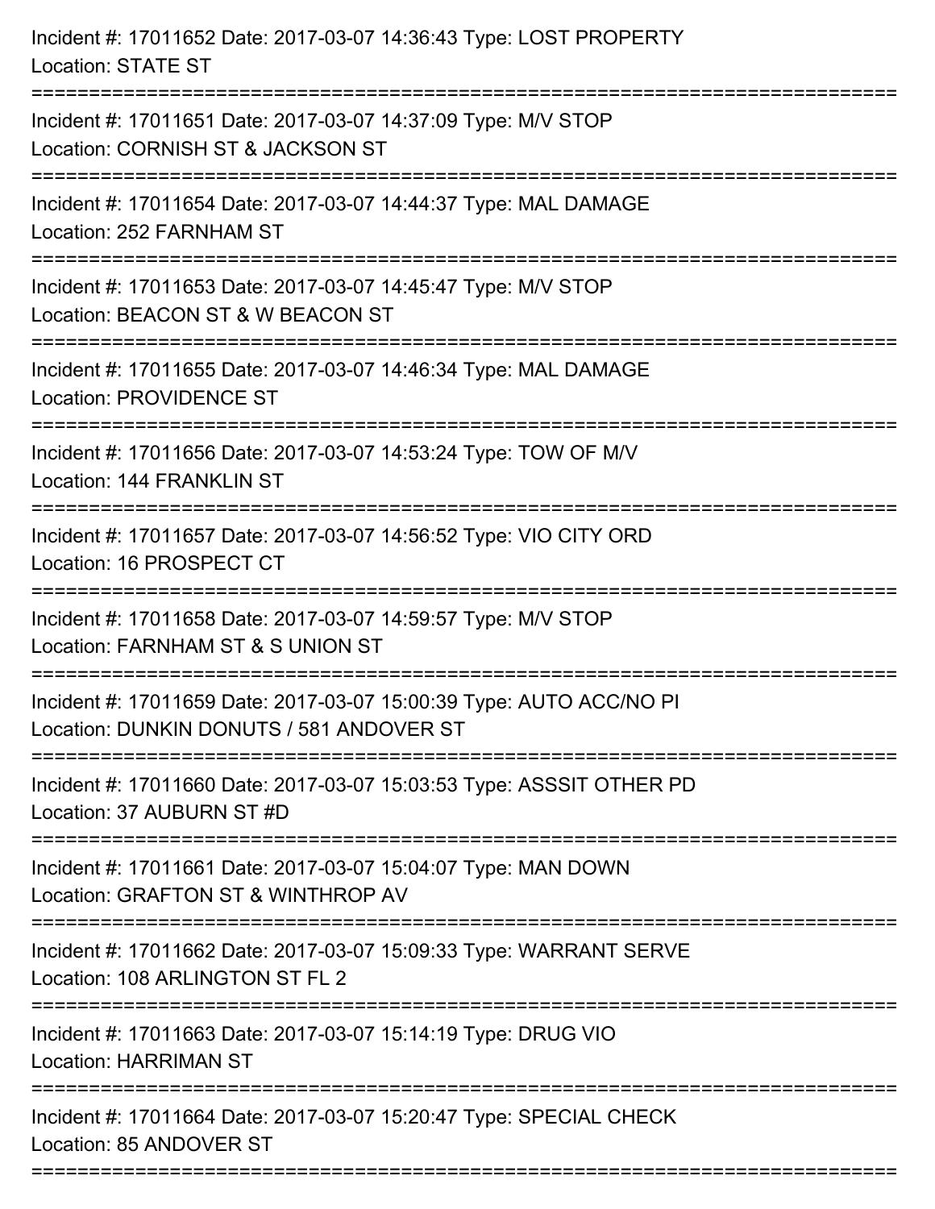Incident #: 17011652 Date: 2017-03-07 14:36:43 Type: LOST PROPERTY
Location: STATE ST

===========================================================================

Incident #: 17011651 Date: 2017-03-07 14:37:09 Type: M/V STOP
Location: CORNISH ST & JACKSON ST

===========================================================================

Incident #: 17011654 Date: 2017-03-07 14:44:37 Type: MAL DAMAGE
Location: 252 FARNHAM ST

===========================================================================

Incident #: 17011653 Date: 2017-03-07 14:45:47 Type: M/V STOP
Location: BEACON ST & W BEACON ST

===========================================================================

Incident #: 17011655 Date: 2017-03-07 14:46:34 Type: MAL DAMAGE
Location: PROVIDENCE ST

===========================================================================

Incident #: 17011656 Date: 2017-03-07 14:53:24 Type: TOW OF M/V
Location: 144 FRANKLIN ST

===========================================================================

Incident #: 17011657 Date: 2017-03-07 14:56:52 Type: VIO CITY ORD
Location: 16 PROSPECT CT

===========================================================================

Incident #: 17011658 Date: 2017-03-07 14:59:57 Type: M/V STOP
Location: FARNHAM ST & S UNION ST

===========================================================================

Incident #: 17011659 Date: 2017-03-07 15:00:39 Type: AUTO ACC/NO PI
Location: DUNKIN DONUTS / 581 ANDOVER ST

===========================================================================

Incident #: 17011660 Date: 2017-03-07 15:03:53 Type: ASSSIT OTHER PD
Location: 37 AUBURN ST #D

===========================================================================

Incident #: 17011661 Date: 2017-03-07 15:04:07 Type: MAN DOWN
Location: GRAFTON ST & WINTHROP AV

===========================================================================

Incident #: 17011662 Date: 2017-03-07 15:09:33 Type: WARRANT SERVE
Location: 108 ARLINGTON ST FL 2

===========================================================================

Incident #: 17011663 Date: 2017-03-07 15:14:19 Type: DRUG VIO
Location: HARRIMAN ST

===========================================================================

Incident #: 17011664 Date: 2017-03-07 15:20:47 Type: SPECIAL CHECK
Location: 85 ANDOVER ST

===========================================================================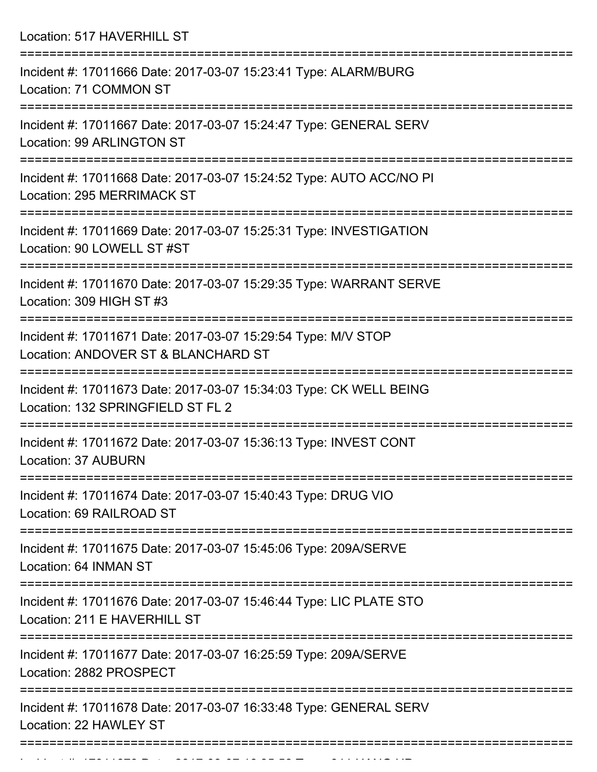Location: 517 HAVERHILL ST

===========================================================================

Incident #: 17011666 Date: 2017-03-07 15:23:41 Type: ALARM/BURG
Location: 71 COMMON ST

===========================================================================

Incident #: 17011667 Date: 2017-03-07 15:24:47 Type: GENERAL SERV
Location: 99 ARLINGTON ST

===========================================================================

Incident #: 17011668 Date: 2017-03-07 15:24:52 Type: AUTO ACC/NO PI
Location: 295 MERRIMACK ST

===========================================================================

Incident #: 17011669 Date: 2017-03-07 15:25:31 Type: INVESTIGATION
Location: 90 LOWELL ST #ST

===========================================================================

Incident #: 17011670 Date: 2017-03-07 15:29:35 Type: WARRANT SERVE
Location: 309 HIGH ST #3

===========================================================================

Incident #: 17011671 Date: 2017-03-07 15:29:54 Type: M/V STOP
Location: ANDOVER ST & BLANCHARD ST

===========================================================================

Incident #: 17011673 Date: 2017-03-07 15:34:03 Type: CK WELL BEING
Location: 132 SPRINGFIELD ST FL 2

===========================================================================

Incident #: 17011672 Date: 2017-03-07 15:36:13 Type: INVEST CONT
Location: 37 AUBURN

===========================================================================

Incident #: 17011674 Date: 2017-03-07 15:40:43 Type: DRUG VIO
Location: 69 RAILROAD ST

===========================================================================

Incident #: 17011675 Date: 2017-03-07 15:45:06 Type: 209A/SERVE
Location: 64 INMAN ST

===========================================================================

Incident #: 17011676 Date: 2017-03-07 15:46:44 Type: LIC PLATE STO
Location: 211 E HAVERHILL ST

===========================================================================

Incident #: 17011677 Date: 2017-03-07 16:25:59 Type: 209A/SERVE
Location: 2882 PROSPECT

===========================================================================

Incident #: 17011678 Date: 2017-03-07 16:33:48 Type: GENERAL SERV
Location: 22 HAWLEY ST

===========================================================================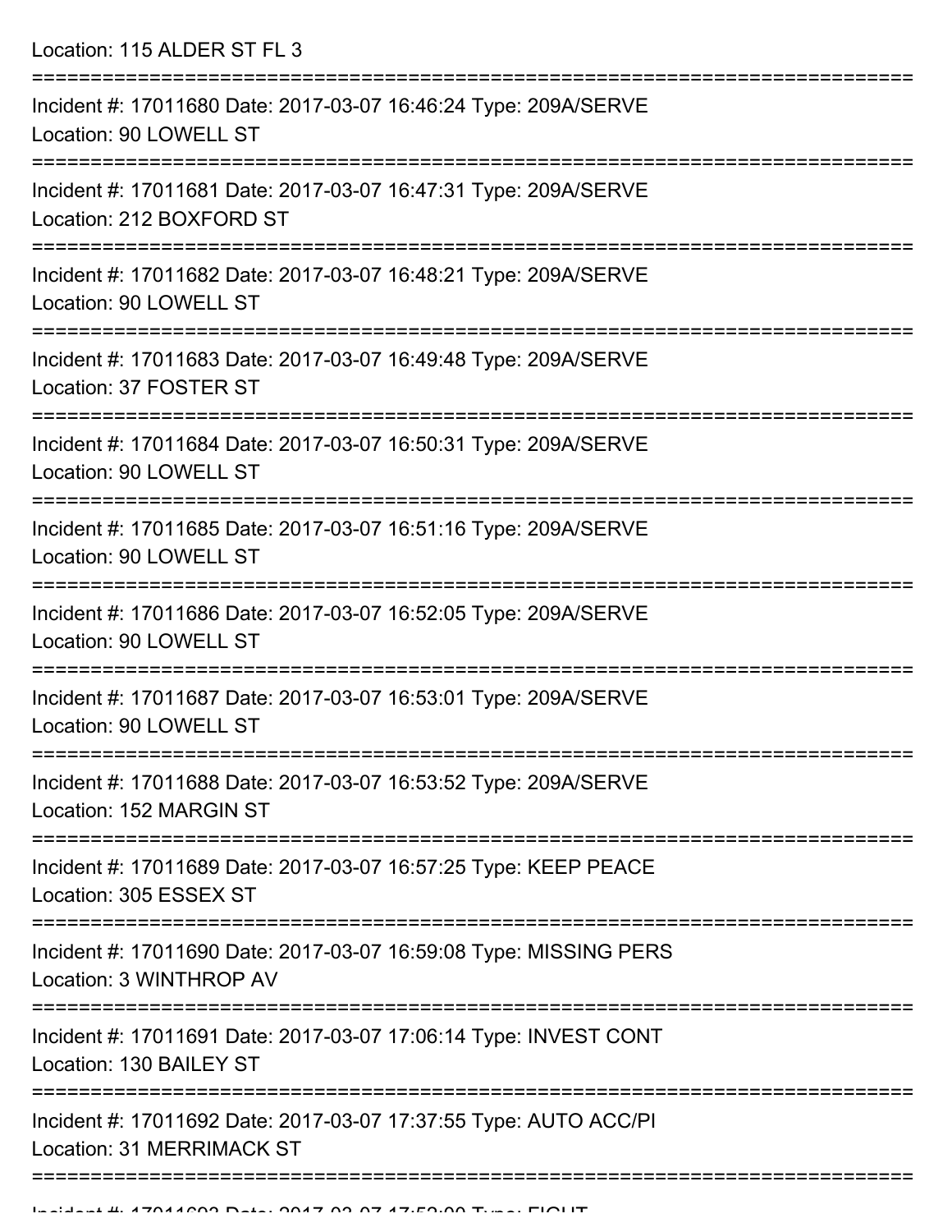Location: 115 ALDER ST FL 3

===========================================================================

Incident #: 17011680 Date: 2017-03-07 16:46:24 Type: 209A/SERVE
Location: 90 LOWELL ST

===========================================================================

Incident #: 17011681 Date: 2017-03-07 16:47:31 Type: 209A/SERVE
Location: 212 BOXFORD ST

===========================================================================

Incident #: 17011682 Date: 2017-03-07 16:48:21 Type: 209A/SERVE
Location: 90 LOWELL ST

===========================================================================

Incident #: 17011683 Date: 2017-03-07 16:49:48 Type: 209A/SERVE
Location: 37 FOSTER ST

===========================================================================

Incident #: 17011684 Date: 2017-03-07 16:50:31 Type: 209A/SERVE
Location: 90 LOWELL ST

===========================================================================

Incident #: 17011685 Date: 2017-03-07 16:51:16 Type: 209A/SERVE
Location: 90 LOWELL ST

===========================================================================

Incident #: 17011686 Date: 2017-03-07 16:52:05 Type: 209A/SERVE
Location: 90 LOWELL ST

===========================================================================

Incident #: 17011687 Date: 2017-03-07 16:53:01 Type: 209A/SERVE
Location: 90 LOWELL ST

===========================================================================

Incident #: 17011688 Date: 2017-03-07 16:53:52 Type: 209A/SERVE
Location: 152 MARGIN ST

===========================================================================

Incident #: 17011689 Date: 2017-03-07 16:57:25 Type: KEEP PEACE
Location: 305 ESSEX ST

===========================================================================

Incident #: 17011690 Date: 2017-03-07 16:59:08 Type: MISSING PERS
Location: 3 WINTHROP AV

===========================================================================

Incident #: 17011691 Date: 2017-03-07 17:06:14 Type: INVEST CONT
Location: 130 BAILEY ST

===========================================================================

Incident #: 17011692 Date: 2017-03-07 17:37:55 Type: AUTO ACC/PI
Location: 31 MERRIMACK ST

===========================================================================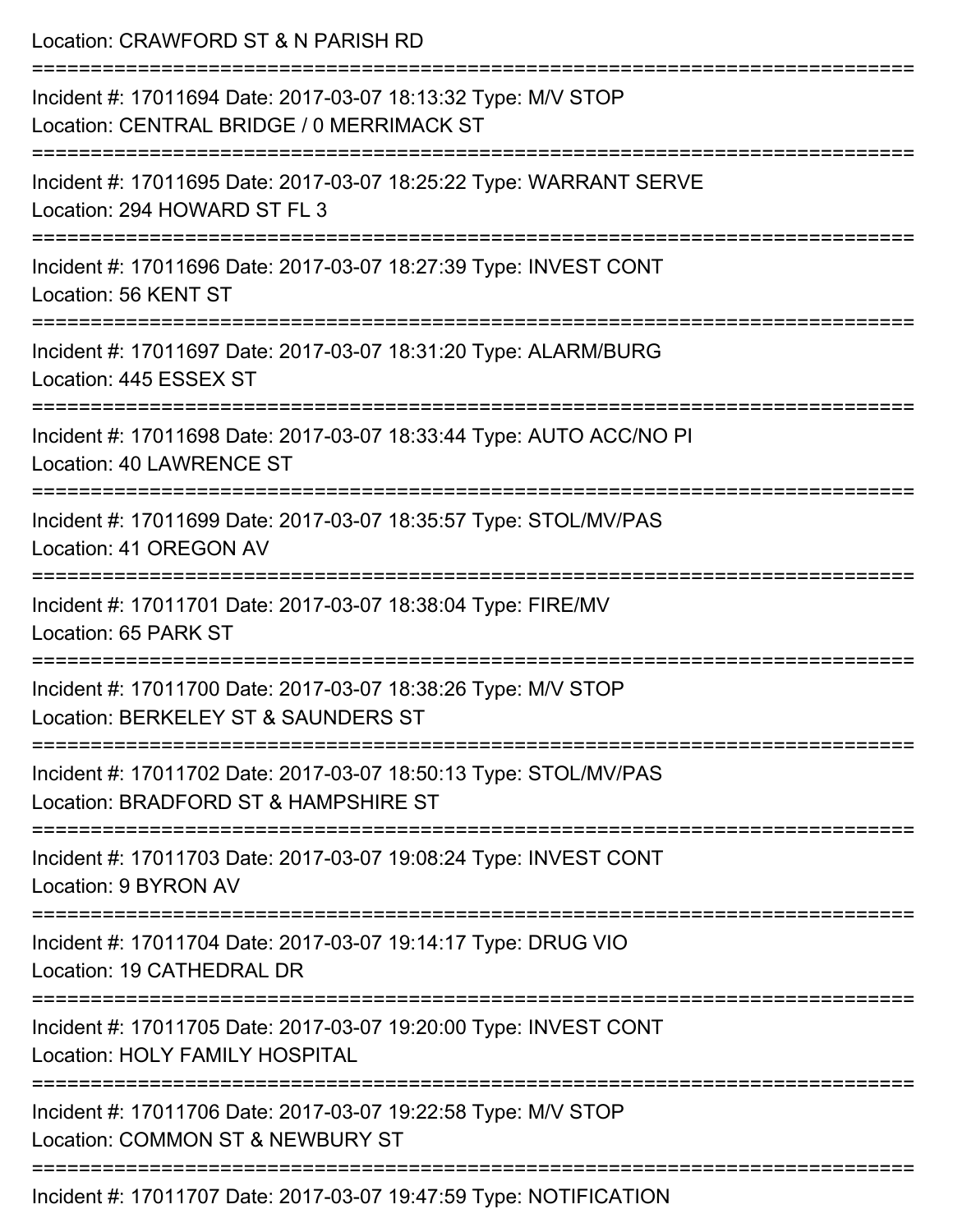Location: CRAWFORD ST & N PARISH RD

===========================================================================

Incident #: 17011694 Date: 2017-03-07 18:13:32 Type: M/V STOP
Location: CENTRAL BRIDGE / 0 MERRIMACK ST

===========================================================================

Incident #: 17011695 Date: 2017-03-07 18:25:22 Type: WARRANT SERVE
Location: 294 HOWARD ST FL 3

===========================================================================

Incident #: 17011696 Date: 2017-03-07 18:27:39 Type: INVEST CONT
Location: 56 KENT ST

===========================================================================

Incident #: 17011697 Date: 2017-03-07 18:31:20 Type: ALARM/BURG
Location: 445 ESSEX ST

===========================================================================

Incident #: 17011698 Date: 2017-03-07 18:33:44 Type: AUTO ACC/NO PI
Location: 40 LAWRENCE ST

===========================================================================

Incident #: 17011699 Date: 2017-03-07 18:35:57 Type: STOL/MV/PAS
Location: 41 OREGON AV

===========================================================================

Incident #: 17011701 Date: 2017-03-07 18:38:04 Type: FIRE/MV
Location: 65 PARK ST

===========================================================================

Incident #: 17011700 Date: 2017-03-07 18:38:26 Type: M/V STOP
Location: BERKELEY ST & SAUNDERS ST

===========================================================================

Incident #: 17011702 Date: 2017-03-07 18:50:13 Type: STOL/MV/PAS
Location: BRADFORD ST & HAMPSHIRE ST

===========================================================================

Incident #: 17011703 Date: 2017-03-07 19:08:24 Type: INVEST CONT
Location: 9 BYRON AV

===========================================================================

Incident #: 17011704 Date: 2017-03-07 19:14:17 Type: DRUG VIO
Location: 19 CATHEDRAL DR

===========================================================================

Incident #: 17011705 Date: 2017-03-07 19:20:00 Type: INVEST CONT
Location: HOLY FAMILY HOSPITAL

===========================================================================

Incident #: 17011706 Date: 2017-03-07 19:22:58 Type: M/V STOP
Location: COMMON ST & NEWBURY ST

===========================================================================

Incident #: 17011707 Date: 2017-03-07 19:47:59 Type: NOTIFICATION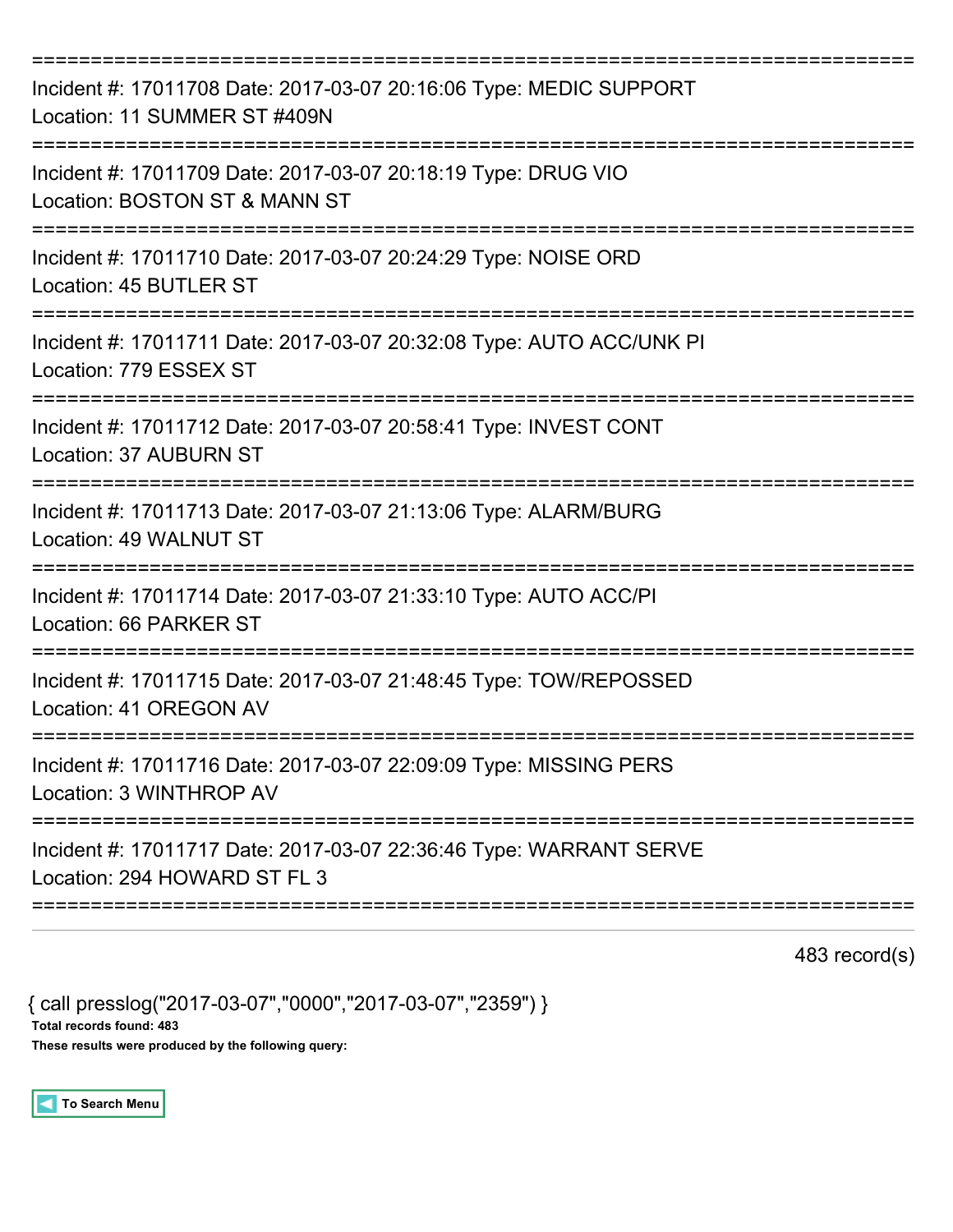===========================================================================

Incident #: 17011708 Date: 2017-03-07 20:16:06 Type: MEDIC SUPPORT
Location: 11 SUMMER ST #409N

===========================================================================

Incident #: 17011709 Date: 2017-03-07 20:18:19 Type: DRUG VIO
Location: BOSTON ST & MANN ST

===========================================================================

Incident #: 17011710 Date: 2017-03-07 20:24:29 Type: NOISE ORD
Location: 45 BUTLER ST

===========================================================================

Incident #: 17011711 Date: 2017-03-07 20:32:08 Type: AUTO ACC/UNK PI
Location: 779 ESSEX ST

===========================================================================

Incident #: 17011712 Date: 2017-03-07 20:58:41 Type: INVEST CONT
Location: 37 AUBURN ST

===========================================================================

Incident #: 17011713 Date: 2017-03-07 21:13:06 Type: ALARM/BURG
Location: 49 WALNUT ST

===========================================================================

Incident #: 17011714 Date: 2017-03-07 21:33:10 Type: AUTO ACC/PI
Location: 66 PARKER ST

===========================================================================

Incident #: 17011715 Date: 2017-03-07 21:48:45 Type: TOW/REPOSSED
Location: 41 OREGON AV

===========================================================================

Incident #: 17011716 Date: 2017-03-07 22:09:09 Type: MISSING PERS
Location: 3 WINTHROP AV

===========================================================================

Incident #: 17011717 Date: 2017-03-07 22:36:46 Type: WARRANT SERVE
Location: 294 HOWARD ST FL 3

===========================================================================

483 record(s)

{ call presslog("2017-03-07","0000","2017-03-07","2359") }

**Total records found: 483**

**These results were produced by the following query:**

**To Search Menu**